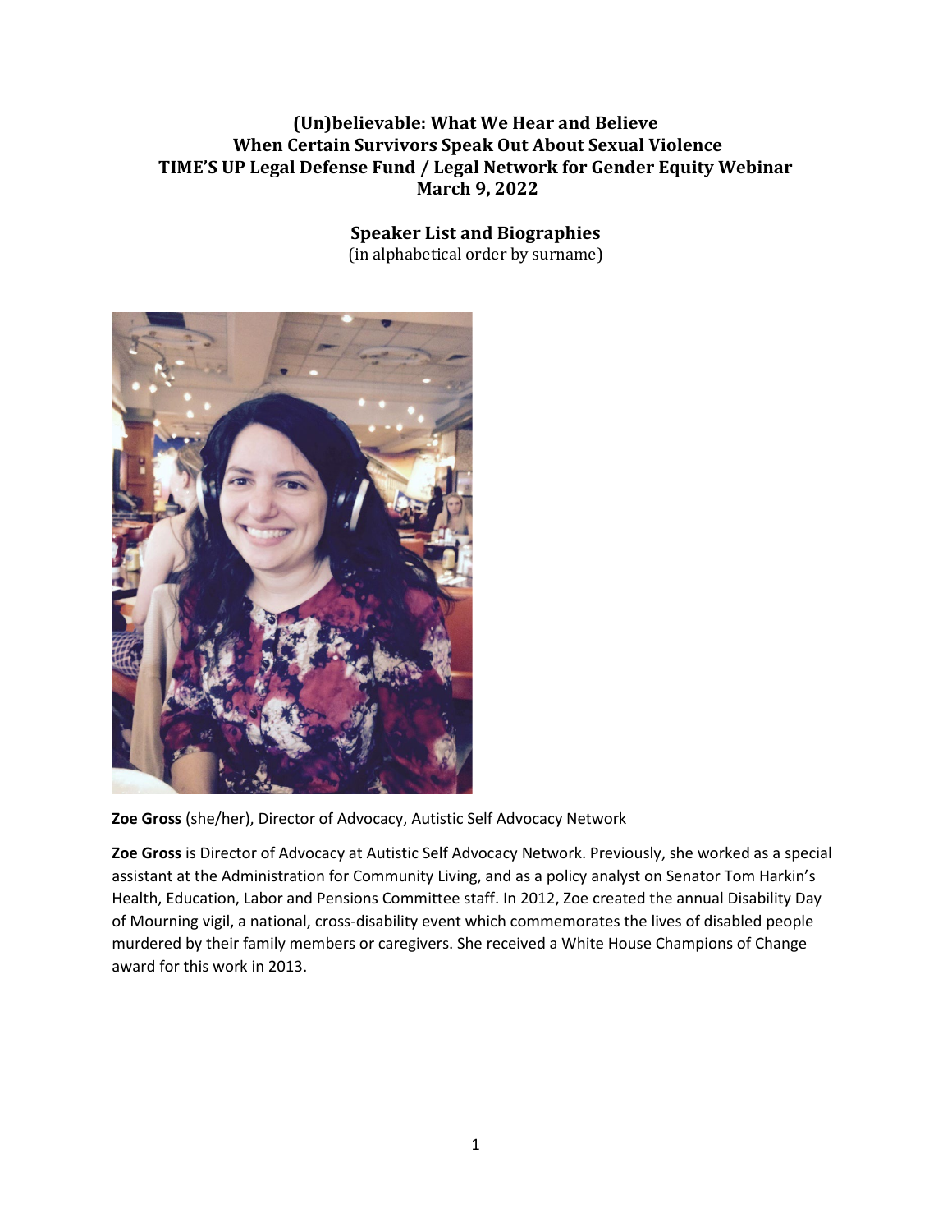# (Un)believable: What We Hear and Believe When Certain Survivors Speak Out About Sexual Violence
# TIME'S UP Legal Defense Fund / Legal Network for Gender Equity Webinar
# March 9, 2022

## Speaker List and Biographies

(in alphabetical order by surname)

**Zoe Gross** (she/her), Director of Advocacy, Autistic Self Advocacy Network

**Zoe Gross** is Director of Advocacy at Autistic Self Advocacy Network. Previously, she worked as a special assistant at the Administration for Community Living, and as a policy analyst on Senator Tom Harkin's Health, Education, Labor and Pensions Committee staff. In 2012, Zoe created the annual Disability Day of Mourning vigil, a national, cross-disability event which commemorates the lives of disabled people murdered by their family members or caregivers. She received a White House Champions of Change award for this work in 2013.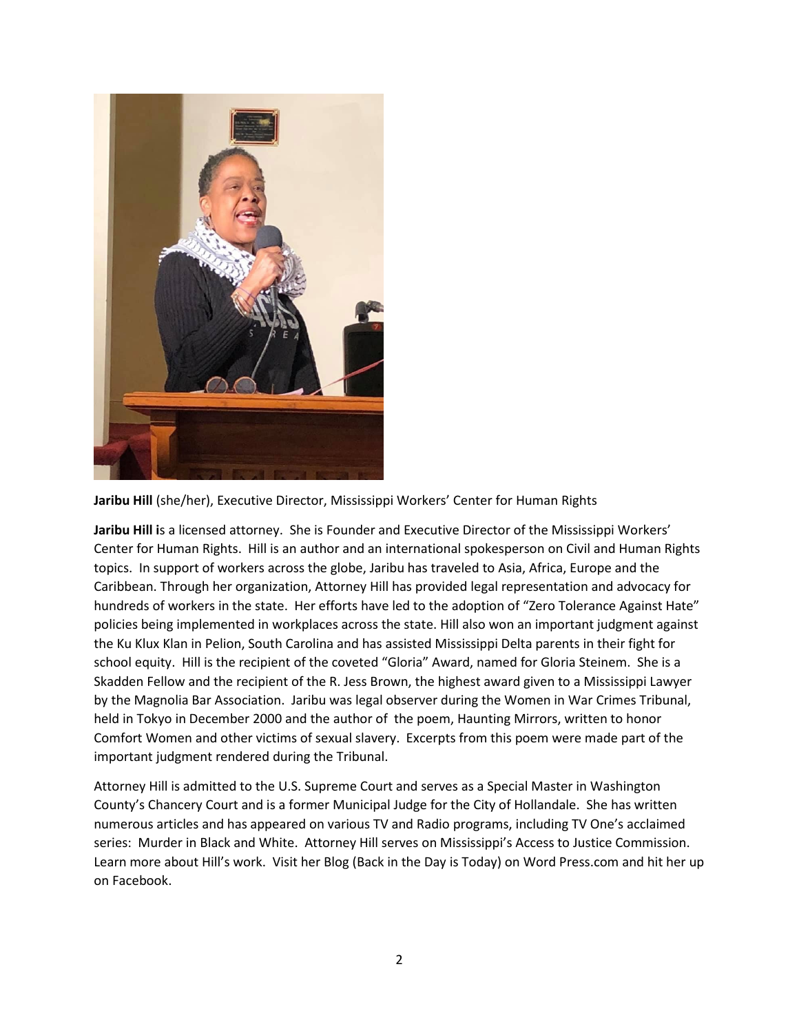**Jaribu Hill** (she/her), Executive Director, Mississippi Workers' Center for Human Rights

**Jaribu Hill i**s a licensed attorney. She is Founder and Executive Director of the Mississippi Workers' Center for Human Rights. Hill is an author and an international spokesperson on Civil and Human Rights topics. In support of workers across the globe, Jaribu has traveled to Asia, Africa, Europe and the Caribbean. Through her organization, Attorney Hill has provided legal representation and advocacy for hundreds of workers in the state. Her efforts have led to the adoption of "Zero Tolerance Against Hate" policies being implemented in workplaces across the state. Hill also won an important judgment against the Ku Klux Klan in Pelion, South Carolina and has assisted Mississippi Delta parents in their fight for school equity. Hill is the recipient of the coveted "Gloria" Award, named for Gloria Steinem. She is a Skadden Fellow and the recipient of the R. Jess Brown, the highest award given to a Mississippi Lawyer by the Magnolia Bar Association. Jaribu was legal observer during the Women in War Crimes Tribunal, held in Tokyo in December 2000 and the author of the poem, Haunting Mirrors, written to honor Comfort Women and other victims of sexual slavery. Excerpts from this poem were made part of the important judgment rendered during the Tribunal.

Attorney Hill is admitted to the U.S. Supreme Court and serves as a Special Master in Washington County's Chancery Court and is a former Municipal Judge for the City of Hollandale. She has written numerous articles and has appeared on various TV and Radio programs, including TV One's acclaimed series: Murder in Black and White. Attorney Hill serves on Mississippi's Access to Justice Commission. Learn more about Hill's work. Visit her Blog (Back in the Day is Today) on Word Press.com and hit her up on Facebook.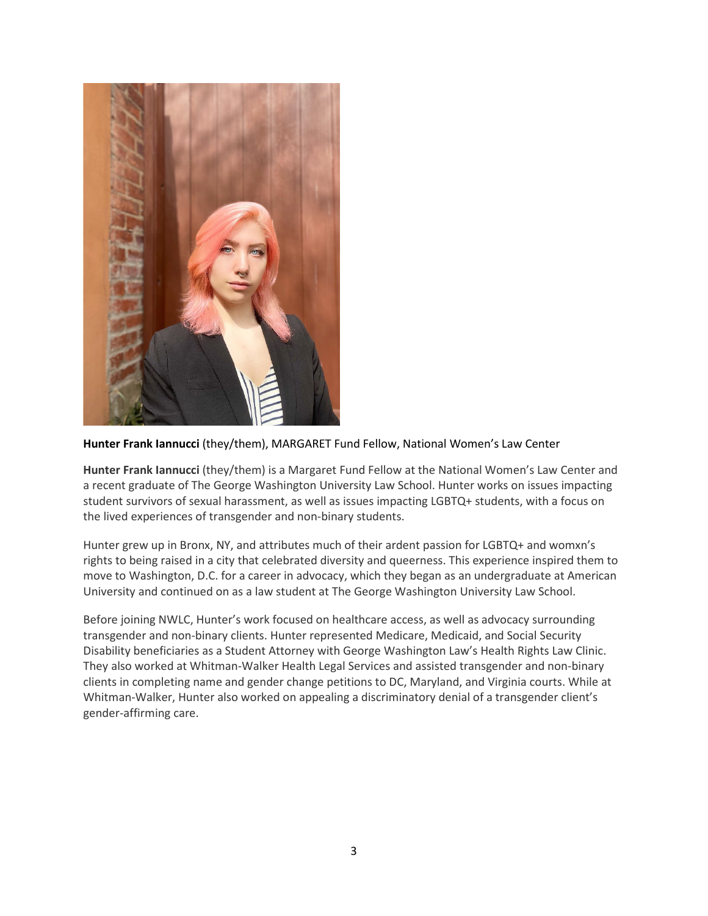**Hunter Frank Iannucci** (they/them), MARGARET Fund Fellow, National Women's Law Center

**Hunter Frank Iannucci** (they/them) is a Margaret Fund Fellow at the National Women's Law Center and a recent graduate of The George Washington University Law School. Hunter works on issues impacting student survivors of sexual harassment, as well as issues impacting LGBTQ+ students, with a focus on the lived experiences of transgender and non-binary students.

Hunter grew up in Bronx, NY, and attributes much of their ardent passion for LGBTQ+ and womxn's rights to being raised in a city that celebrated diversity and queerness. This experience inspired them to move to Washington, D.C. for a career in advocacy, which they began as an undergraduate at American University and continued on as a law student at The George Washington University Law School.

Before joining NWLC, Hunter's work focused on healthcare access, as well as advocacy surrounding transgender and non-binary clients. Hunter represented Medicare, Medicaid, and Social Security Disability beneficiaries as a Student Attorney with George Washington Law's Health Rights Law Clinic. They also worked at Whitman-Walker Health Legal Services and assisted transgender and non-binary clients in completing name and gender change petitions to DC, Maryland, and Virginia courts. While at Whitman-Walker, Hunter also worked on appealing a discriminatory denial of a transgender client's gender-affirming care.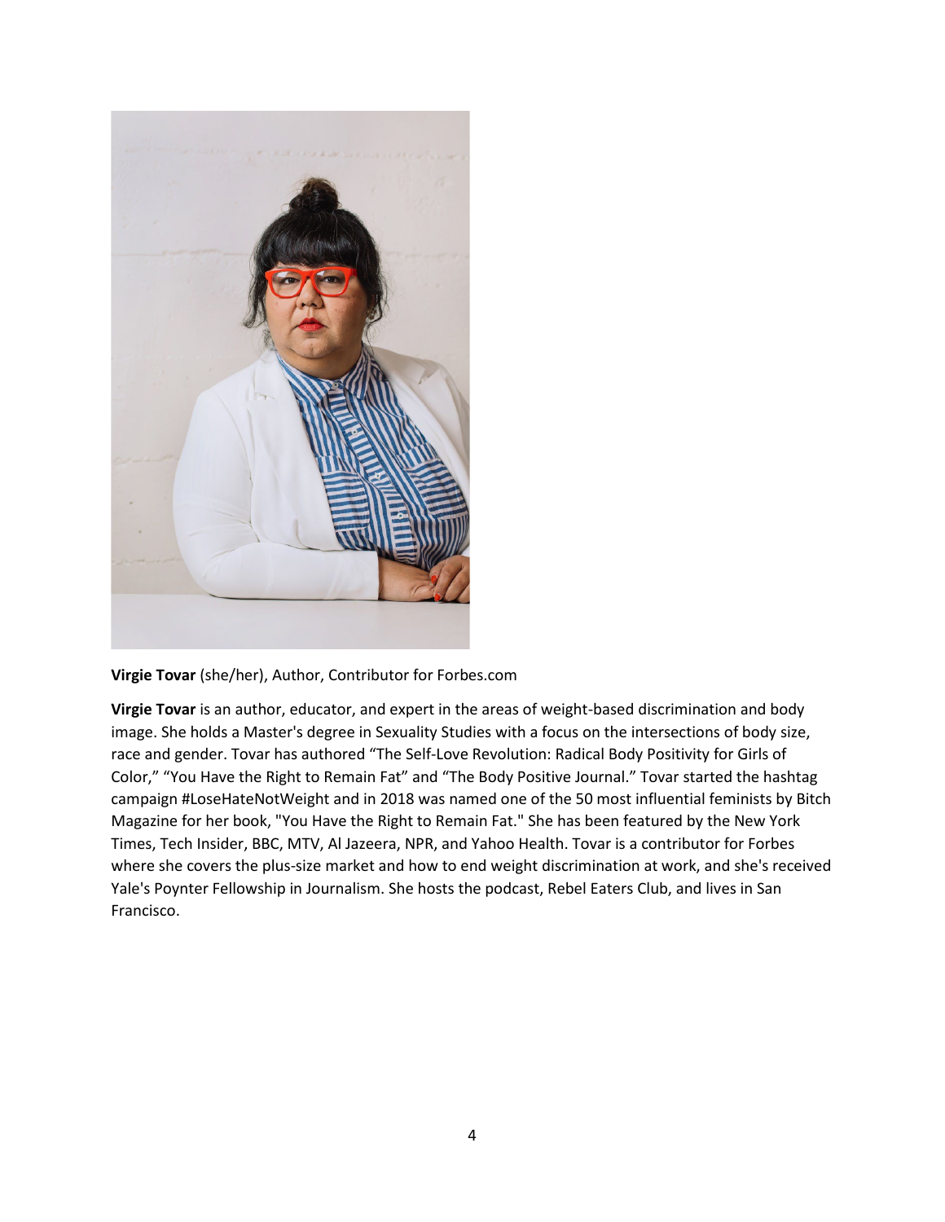**Virgie Tovar** (she/her), Author, Contributor for Forbes.com

**Virgie Tovar** is an author, educator, and expert in the areas of weight-based discrimination and body image. She holds a Master's degree in Sexuality Studies with a focus on the intersections of body size, race and gender. Tovar has authored "The Self-Love Revolution: Radical Body Positivity for Girls of Color," "You Have the Right to Remain Fat" and "The Body Positive Journal." Tovar started the hashtag campaign #LoseHateNotWeight and in 2018 was named one of the 50 most influential feminists by Bitch Magazine for her book, "You Have the Right to Remain Fat." She has been featured by the New York Times, Tech Insider, BBC, MTV, Al Jazeera, NPR, and Yahoo Health. Tovar is a contributor for Forbes where she covers the plus-size market and how to end weight discrimination at work, and she's received Yale's Poynter Fellowship in Journalism. She hosts the podcast, Rebel Eaters Club, and lives in San Francisco.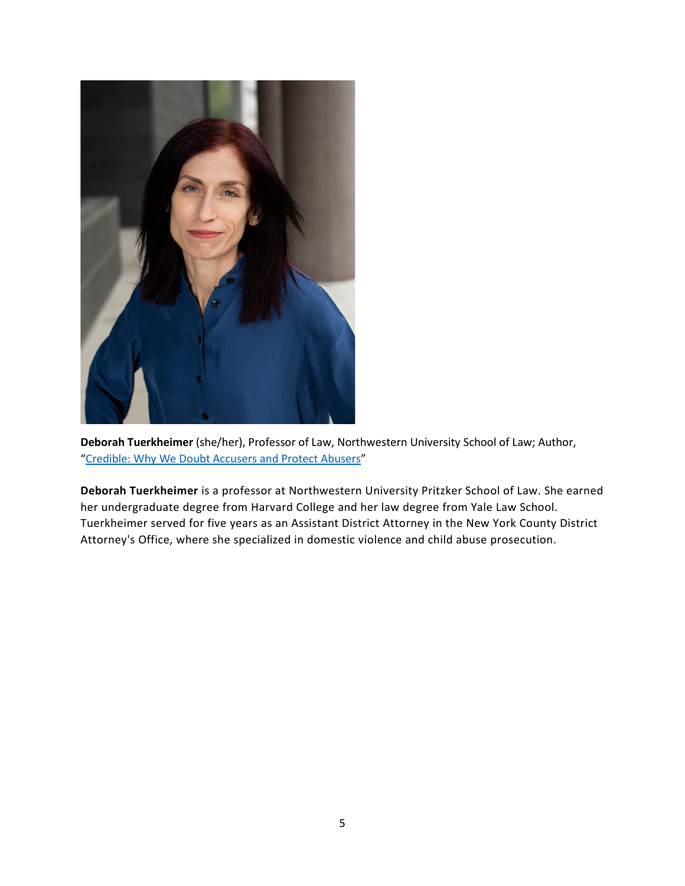**Deborah Tuerkheimer** (she/her), Professor of Law, Northwestern University School of Law; Author, "Credible: Why We Doubt Accusers and Protect Abusers"

**Deborah Tuerkheimer** is a professor at Northwestern University Pritzker School of Law. She earned her undergraduate degree from Harvard College and her law degree from Yale Law School. Tuerkheimer served for five years as an Assistant District Attorney in the New York County District Attorney's Office, where she specialized in domestic violence and child abuse prosecution.